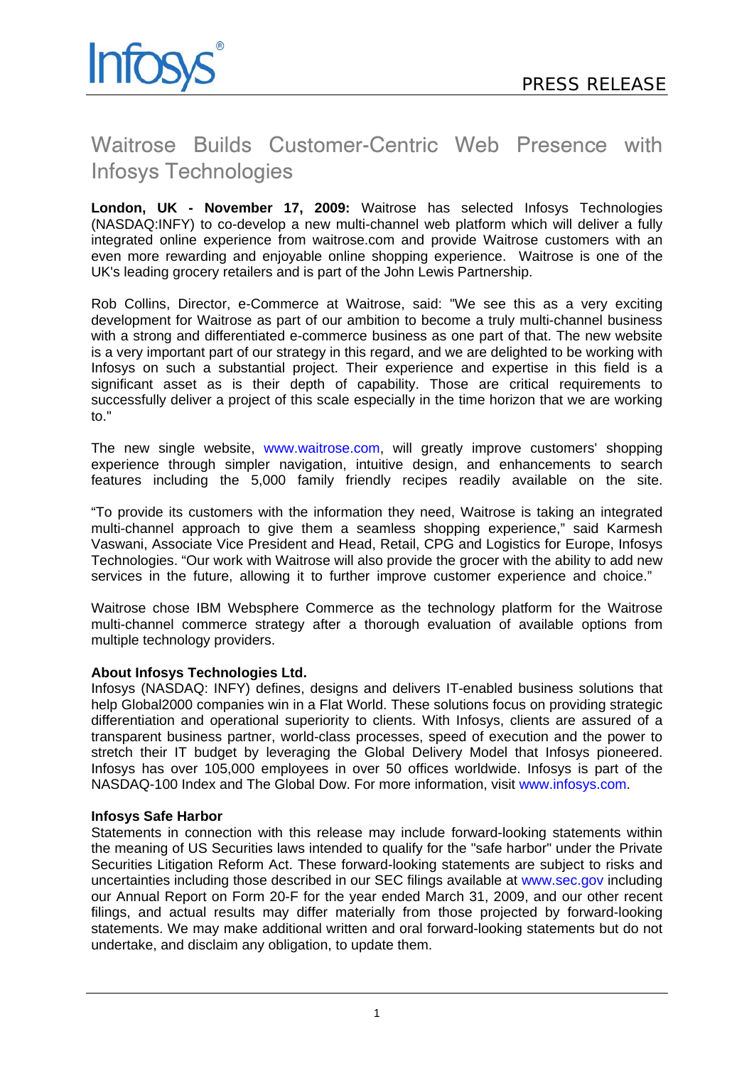Infosys®

PRESS RELEASE

# Waitrose Builds Customer-Centric Web Presence with Infosys Technologies

**London, UK - November 17, 2009:** Waitrose has selected Infosys Technologies (NASDAQ:INFY) to co-develop a new multi-channel web platform which will deliver a fully integrated online experience from waitrose.com and provide Waitrose customers with an even more rewarding and enjoyable online shopping experience. Waitrose is one of the UK's leading grocery retailers and is part of the John Lewis Partnership.

Rob Collins, Director, e-Commerce at Waitrose, said: "We see this as a very exciting development for Waitrose as part of our ambition to become a truly multi-channel business with a strong and differentiated e-commerce business as one part of that. The new website is a very important part of our strategy in this regard, and we are delighted to be working with Infosys on such a substantial project. Their experience and expertise in this field is a significant asset as is their depth of capability. Those are critical requirements to successfully deliver a project of this scale especially in the time horizon that we are working to."

The new single website, www.waitrose.com, will greatly improve customers' shopping experience through simpler navigation, intuitive design, and enhancements to search features including the 5,000 family friendly recipes readily available on the site.

"To provide its customers with the information they need, Waitrose is taking an integrated multi-channel approach to give them a seamless shopping experience," said Karmesh Vaswani, Associate Vice President and Head, Retail, CPG and Logistics for Europe, Infosys Technologies. "Our work with Waitrose will also provide the grocer with the ability to add new services in the future, allowing it to further improve customer experience and choice."

Waitrose chose IBM Websphere Commerce as the technology platform for the Waitrose multi-channel commerce strategy after a thorough evaluation of available options from multiple technology providers.

**About Infosys Technologies Ltd.**
Infosys (NASDAQ: INFY) defines, designs and delivers IT-enabled business solutions that help Global2000 companies win in a Flat World. These solutions focus on providing strategic differentiation and operational superiority to clients. With Infosys, clients are assured of a transparent business partner, world-class processes, speed of execution and the power to stretch their IT budget by leveraging the Global Delivery Model that Infosys pioneered. Infosys has over 105,000 employees in over 50 offices worldwide. Infosys is part of the NASDAQ-100 Index and The Global Dow. For more information, visit www.infosys.com.

**Infosys Safe Harbor**
Statements in connection with this release may include forward-looking statements within the meaning of US Securities laws intended to qualify for the "safe harbor" under the Private Securities Litigation Reform Act. These forward-looking statements are subject to risks and uncertainties including those described in our SEC filings available at www.sec.gov including our Annual Report on Form 20-F for the year ended March 31, 2009, and our other recent filings, and actual results may differ materially from those projected by forward-looking statements. We may make additional written and oral forward-looking statements but do not undertake, and disclaim any obligation, to update them.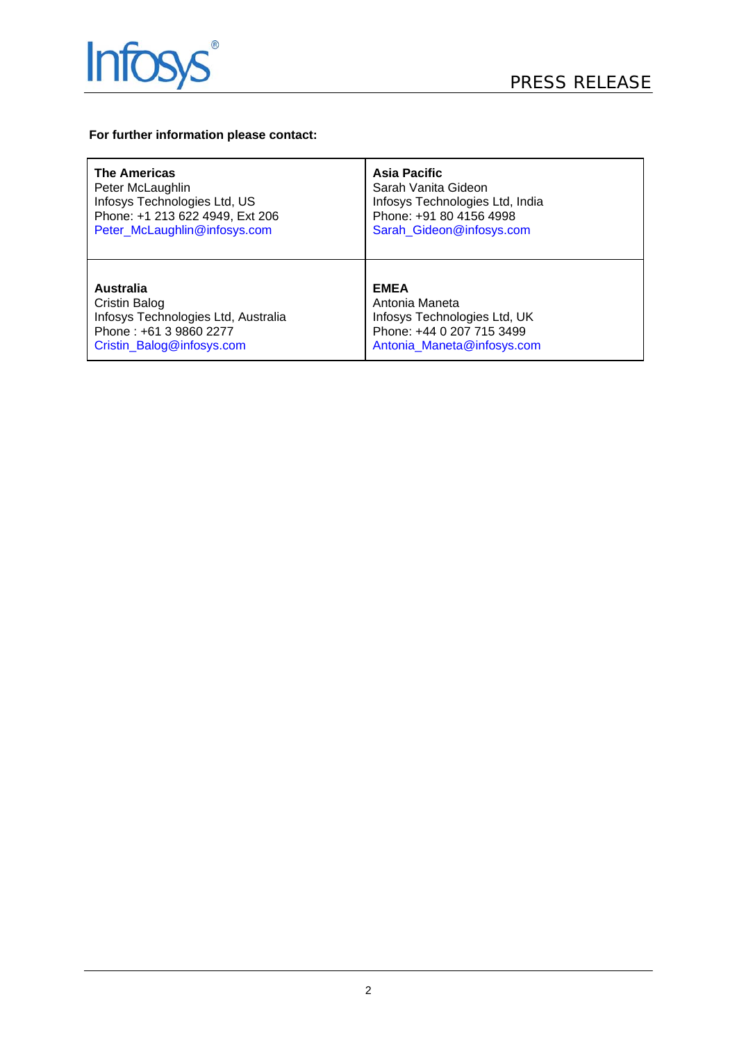**For further information please contact:**

| | |
|---|---|
| **The Americas**<br>Peter McLaughlin<br>Infosys Technologies Ltd, US<br>Phone: +1 213 622 4949, Ext 206<br>Peter_McLaughlin@infosys.com | **Asia Pacific**<br>Sarah Vanita Gideon<br>Infosys Technologies Ltd, India<br>Phone: +91 80 4156 4998<br>Sarah_Gideon@infosys.com |
| **Australia**<br>Cristin Balog<br>Infosys Technologies Ltd, Australia<br>Phone : +61 3 9860 2277<br>Cristin_Balog@infosys.com | **EMEA**<br>Antonia Maneta<br>Infosys Technologies Ltd, UK<br>Phone: +44 0 207 715 3499<br>Antonia_Maneta@infosys.com |